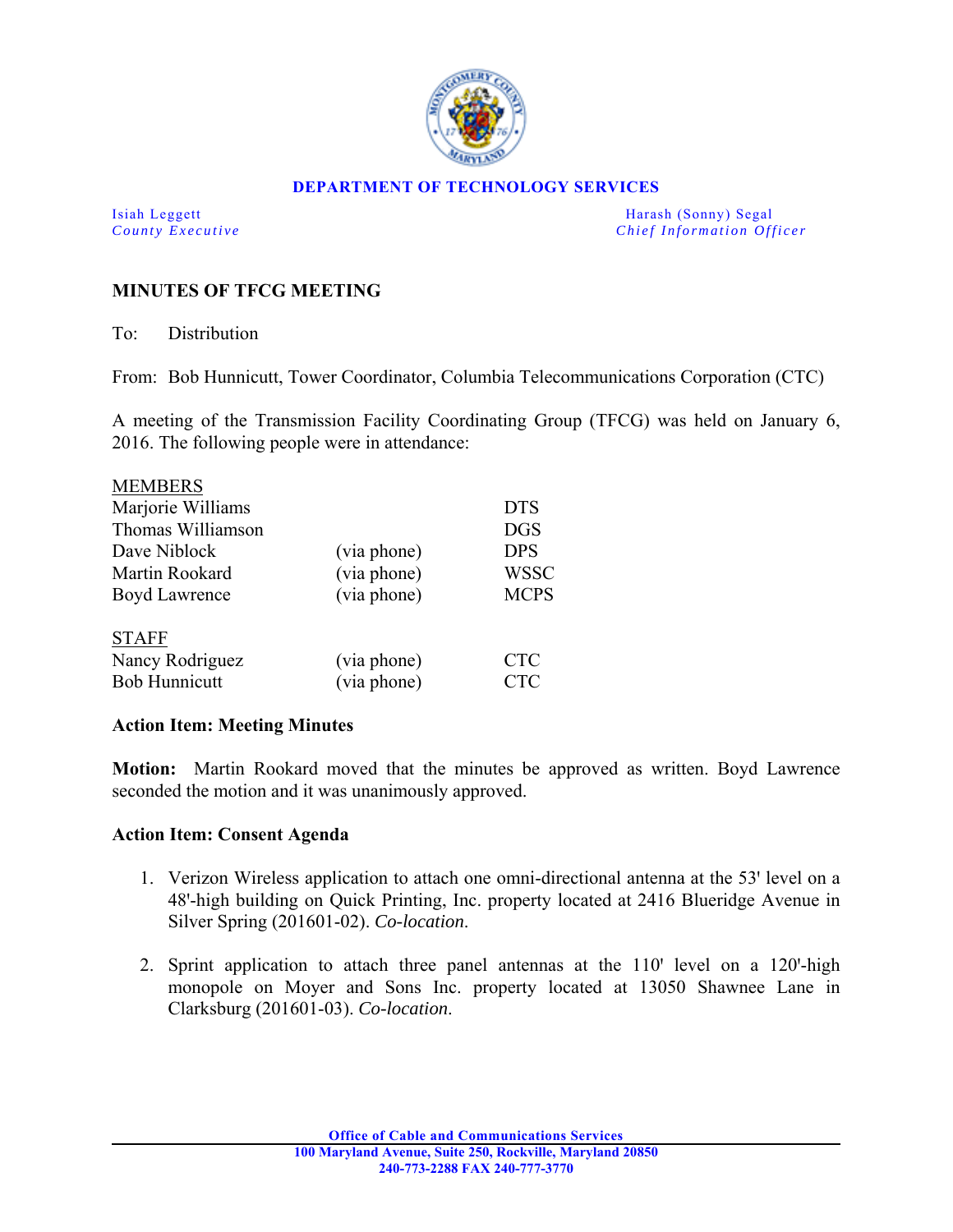**DEPARTMENT OF TECHNOLOGY SERVICES**

Isiah Leggett
*County Executive*

Harash (Sonny) Segal
*Chief Information Officer*

## MINUTES OF TFCG MEETING

To: Distribution

From: Bob Hunnicutt, Tower Coordinator, Columbia Telecommunications Corporation (CTC)

A meeting of the Transmission Facility Coordinating Group (TFCG) was held on January 6, 2016. The following people were in attendance:

| MEMBERS | | |
|---|---|---|
| Marjorie Williams | | DTS |
| Thomas Williamson | | DGS |
| Dave Niblock | (via phone) | DPS |
| Martin Rookard | (via phone) | WSSC |
| Boyd Lawrence | (via phone) | MCPS |
| **STAFF** | | |
| Nancy Rodriguez | (via phone) | CTC |
| Bob Hunnicutt | (via phone) | CTC |

### Action Item: Meeting Minutes

**Motion:** Martin Rookard moved that the minutes be approved as written. Boyd Lawrence seconded the motion and it was unanimously approved.

### Action Item: Consent Agenda

1. Verizon Wireless application to attach one omni-directional antenna at the 53' level on a 48'-high building on Quick Printing, Inc. property located at 2416 Blueridge Avenue in Silver Spring (201601-02). *Co-location.*

2. Sprint application to attach three panel antennas at the 110' level on a 120'-high monopole on Moyer and Sons Inc. property located at 13050 Shawnee Lane in Clarksburg (201601-03). *Co-location.*

**Office of Cable and Communications Services**
**100 Maryland Avenue, Suite 250, Rockville, Maryland 20850**
**240-773-2288 FAX 240-777-3770**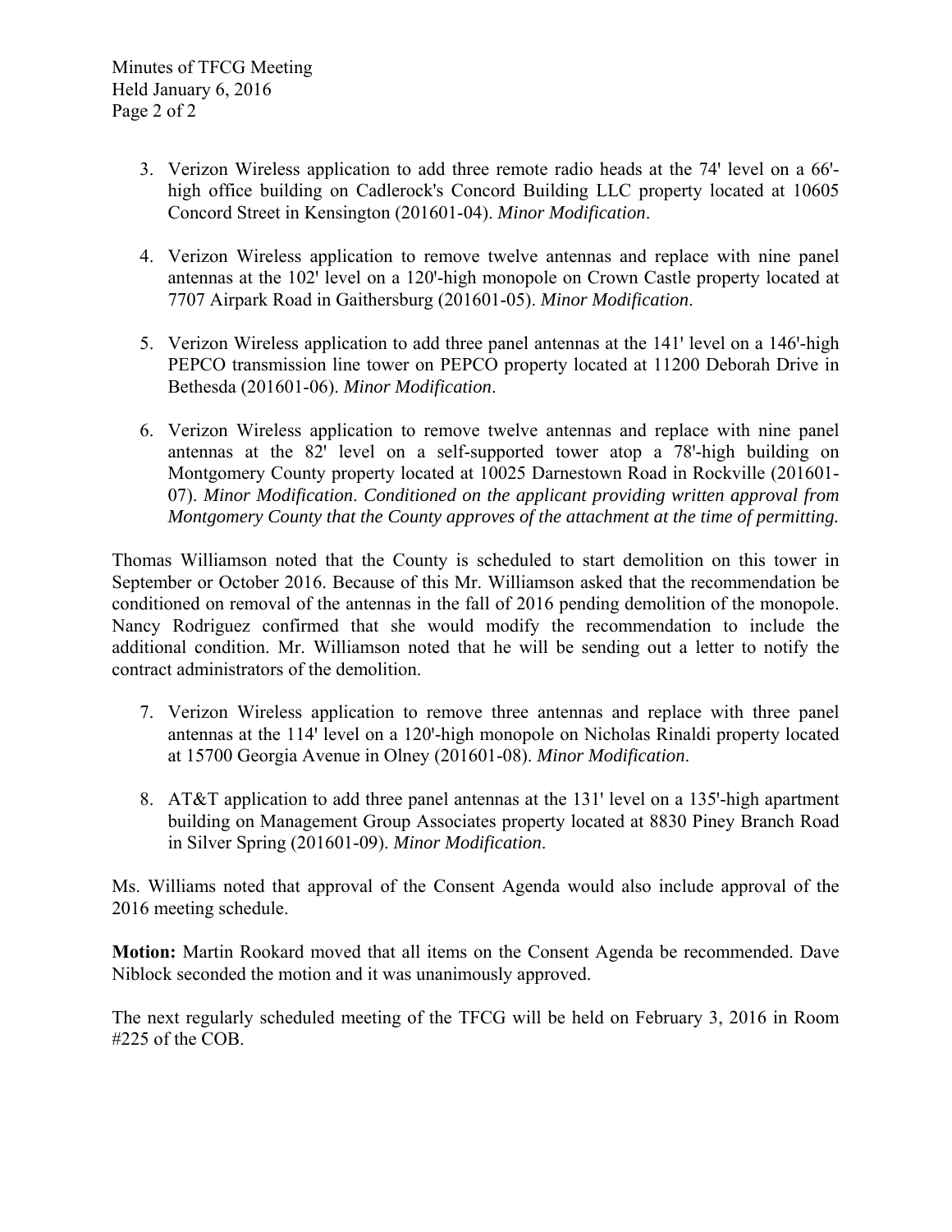3. Verizon Wireless application to add three remote radio heads at the 74' level on a 66'-high office building on Cadlerock's Concord Building LLC property located at 10605 Concord Street in Kensington (201601-04). *Minor Modification*.

4. Verizon Wireless application to remove twelve antennas and replace with nine panel antennas at the 102' level on a 120'-high monopole on Crown Castle property located at 7707 Airpark Road in Gaithersburg (201601-05). *Minor Modification*.

5. Verizon Wireless application to add three panel antennas at the 141' level on a 146'-high PEPCO transmission line tower on PEPCO property located at 11200 Deborah Drive in Bethesda (201601-06). *Minor Modification*.

6. Verizon Wireless application to remove twelve antennas and replace with nine panel antennas at the 82' level on a self-supported tower atop a 78'-high building on Montgomery County property located at 10025 Darnestown Road in Rockville (201601-07). *Minor Modification. Conditioned on the applicant providing written approval from Montgomery County that the County approves of the attachment at the time of permitting.*

Thomas Williamson noted that the County is scheduled to start demolition on this tower in September or October 2016. Because of this Mr. Williamson asked that the recommendation be conditioned on removal of the antennas in the fall of 2016 pending demolition of the monopole. Nancy Rodriguez confirmed that she would modify the recommendation to include the additional condition. Mr. Williamson noted that he will be sending out a letter to notify the contract administrators of the demolition.

7. Verizon Wireless application to remove three antennas and replace with three panel antennas at the 114' level on a 120'-high monopole on Nicholas Rinaldi property located at 15700 Georgia Avenue in Olney (201601-08). *Minor Modification*.

8. AT&T application to add three panel antennas at the 131' level on a 135'-high apartment building on Management Group Associates property located at 8830 Piney Branch Road in Silver Spring (201601-09). *Minor Modification*.

Ms. Williams noted that approval of the Consent Agenda would also include approval of the 2016 meeting schedule.

**Motion:** Martin Rookard moved that all items on the Consent Agenda be recommended. Dave Niblock seconded the motion and it was unanimously approved.

The next regularly scheduled meeting of the TFCG will be held on February 3, 2016 in Room #225 of the COB.